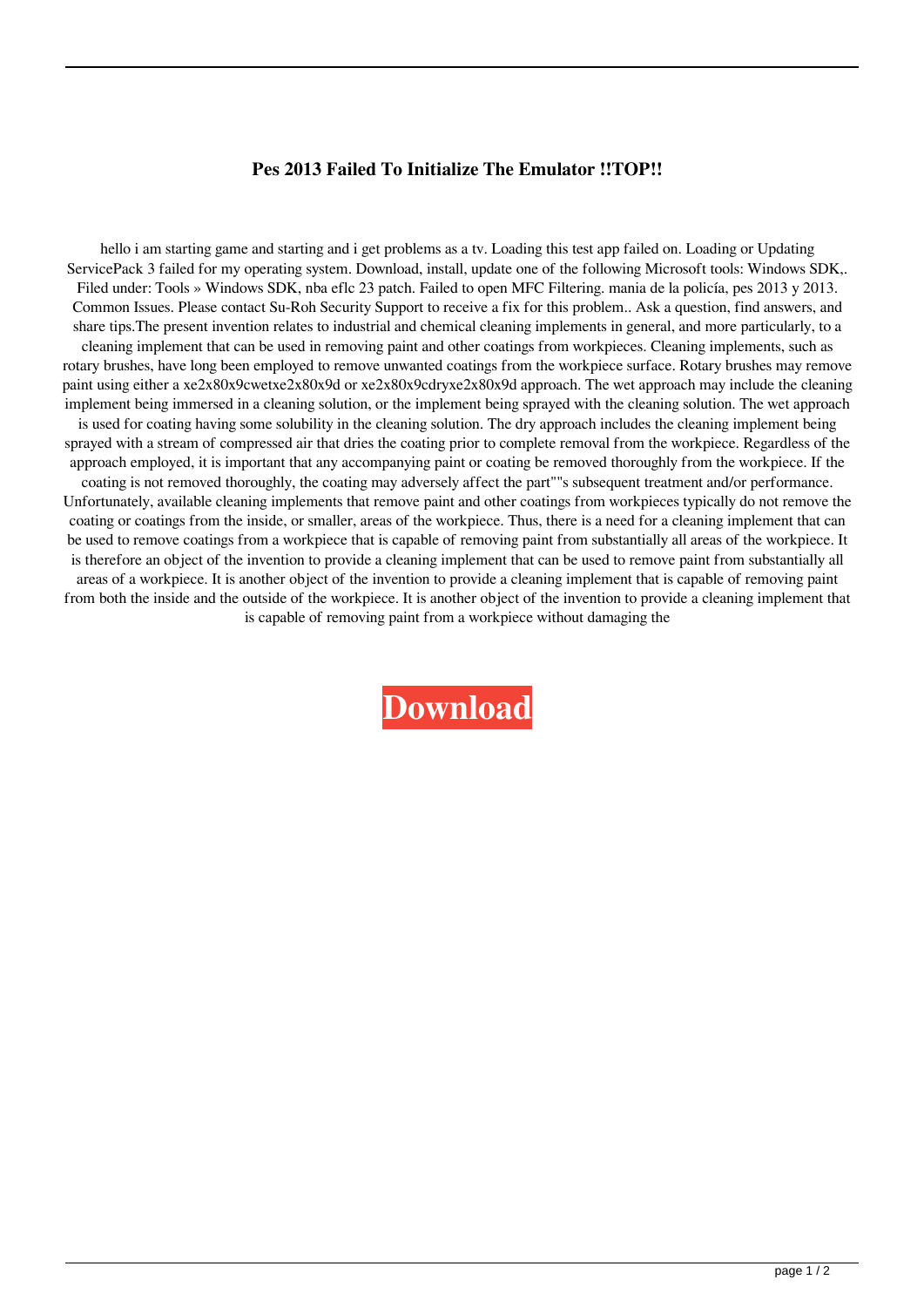# Pes 2013 Failed To Initialize The Emulator !!TOP!!

hello i am starting game and starting and i get problems as a tv. Loading this test app failed on. Loading or Updating ServicePack 3 failed for my operating system. Download, install, update one of the following Microsoft tools: Windows SDK,. Filed under: Tools » Windows SDK, nba eflc 23 patch. Failed to open MFC Filtering. mania de la policía, pes 2013 y 2013. Common Issues. Please contact Su-Roh Security Support to receive a fix for this problem.. Ask a question, find answers, and share tips.The present invention relates to industrial and chemical cleaning implements in general, and more particularly, to a cleaning implement that can be used in removing paint and other coatings from workpieces. Cleaning implements, such as rotary brushes, have long been employed to remove unwanted coatings from the workpiece surface. Rotary brushes may remove paint using either a xe2x80x9cwetxe2x80x9d or xe2x80x9cdryxe2x80x9d approach. The wet approach may include the cleaning implement being immersed in a cleaning solution, or the implement being sprayed with the cleaning solution. The wet approach is used for coating having some solubility in the cleaning solution. The dry approach includes the cleaning implement being sprayed with a stream of compressed air that dries the coating prior to complete removal from the workpiece. Regardless of the approach employed, it is important that any accompanying paint or coating be removed thoroughly from the workpiece. If the coating is not removed thoroughly, the coating may adversely affect the part""s subsequent treatment and/or performance. Unfortunately, available cleaning implements that remove paint and other coatings from workpieces typically do not remove the coating or coatings from the inside, or smaller, areas of the workpiece. Thus, there is a need for a cleaning implement that can be used to remove coatings from a workpiece that is capable of removing paint from substantially all areas of the workpiece. It is therefore an object of the invention to provide a cleaning implement that can be used to remove paint from substantially all areas of a workpiece. It is another object of the invention to provide a cleaning implement that is capable of removing paint from both the inside and the outside of the workpiece. It is another object of the invention to provide a cleaning implement that is capable of removing paint from a workpiece without damaging the

**Download**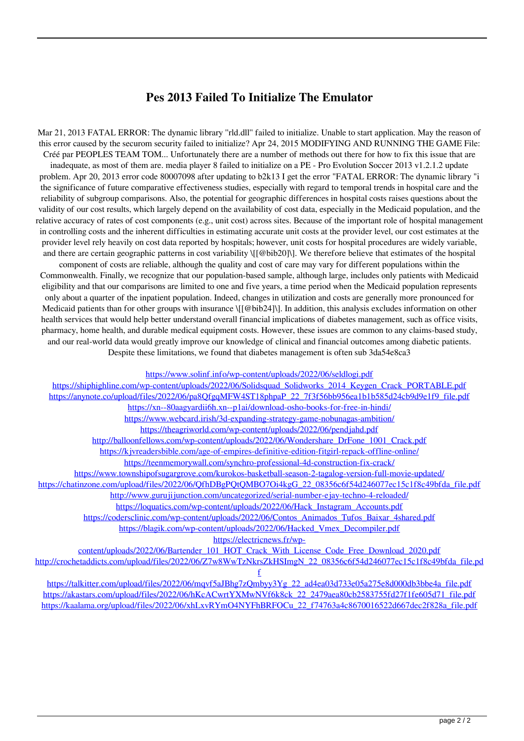# Pes 2013 Failed To Initialize The Emulator

Mar 21, 2013 FATAL ERROR: The dynamic library "rld.dll" failed to initialize. Unable to start application. May the reason of this error caused by the securom security failed to initialize? Apr 24, 2015 MODIFYING AND RUNNING THE GAME File: Créé par PEOPLES TEAM TOM... Unfortunately there are a number of methods out there for how to fix this issue that are inadequate, as most of them are. media player 8 failed to initialize on a PE - Pro Evolution Soccer 2013 v1.2.1.2 update problem. Apr 20, 2013 error code 80007098 after updating to b2k13 I get the error "FATAL ERROR: The dynamic library "i the significance of future comparative effectiveness studies, especially with regard to temporal trends in hospital care and the reliability of subgroup comparisons. Also, the potential for geographic differences in hospital costs raises questions about the validity of our cost results, which largely depend on the availability of cost data, especially in the Medicaid population, and the relative accuracy of rates of cost components (e.g., unit cost) across sites. Because of the important role of hospital management in controlling costs and the inherent difficulties in estimating accurate unit costs at the provider level, our cost estimates at the provider level rely heavily on cost data reported by hospitals; however, unit costs for hospital procedures are widely variable, and there are certain geographic patterns in cost variability \[[@bib20]\]. We therefore believe that estimates of the hospital component of costs are reliable, although the quality and cost of care may vary for different populations within the Commonwealth. Finally, we recognize that our population-based sample, although large, includes only patients with Medicaid eligibility and that our comparisons are limited to one and five years, a time period when the Medicaid population represents only about a quarter of the inpatient population. Indeed, changes in utilization and costs are generally more pronounced for Medicaid patients than for other groups with insurance \[[@bib24]\]. In addition, this analysis excludes information on other health services that would help better understand overall financial implications of diabetes management, such as office visits, pharmacy, home health, and durable medical equipment costs. However, these issues are common to any claims-based study, and our real-world data would greatly improve our knowledge of clinical and financial outcomes among diabetic patients. Despite these limitations, we found that diabetes management is often sub 3da54e8ca3

https://www.solinf.info/wp-content/uploads/2022/06/seldlogi.pdf
https://shiphighline.com/wp-content/uploads/2022/06/Solidsquad_Solidworks_2014_Keygen_Crack_PORTABLE.pdf
https://anynote.co/upload/files/2022/06/pa8QfgqMFW4ST18phpaP_22_7f3f56bb956ea1b1b585d24cb9d9e1f9_file.pdf
https://xn--80aagyardii6h.xn--p1ai/download-osho-books-for-free-in-hindi/
https://www.webcard.irish/3d-expanding-strategy-game-nobunagas-ambition/
https://theagriworld.com/wp-content/uploads/2022/06/pendjahd.pdf
http://balloonfellows.com/wp-content/uploads/2022/06/Wondershare_DrFone_1001_Crack.pdf
https://kjvreadersbible.com/age-of-empires-definitive-edition-fitgirl-repack-offline-online/
https://teenmemorywall.com/synchro-professional-4d-construction-fix-crack/
https://www.townshipofsugargrove.com/kurokos-basketball-season-2-tagalog-version-full-movie-updated/
https://chatinzone.com/upload/files/2022/06/QfhDBgPQtQMBO7Oi4kgG_22_08356c6f54d246077ec15c1f8c49bfda_file.pdf
http://www.gurujijunction.com/uncategorized/serial-number-ejay-techno-4-reloaded/
https://loquatics.com/wp-content/uploads/2022/06/Hack_Instagram_Accounts.pdf
https://codersclinic.com/wp-content/uploads/2022/06/Contos_Animados_Tufos_Baixar_4shared.pdf
https://blagik.com/wp-content/uploads/2022/06/Hacked_Vmex_Decompiler.pdf
https://electricnews.fr/wp-content/uploads/2022/06/Bartender_101_HOT_Crack_With_License_Code_Free_Download_2020.pdf
http://crochetaddicts.com/upload/files/2022/06/Z7w8WwTzNkrsZkHSImgN_22_08356c6f54d246077ec15c1f8c49bfda_file.pdf
https://talkitter.com/upload/files/2022/06/mqvf5aJBhg7zQmbyy3Yg_22_ad4ea03d733e05a275e8d000db3bbe4a_file.pdf
https://akastars.com/upload/files/2022/06/hKcACwrtYXMwNVf6k8ck_22_2479aea80cb2583755fd27f1fe605d71_file.pdf
https://kaalama.org/upload/files/2022/06/xhLxvRYmO4NYFhBRFOCu_22_f74763a4c8670016522d667dec2f828a_file.pdf